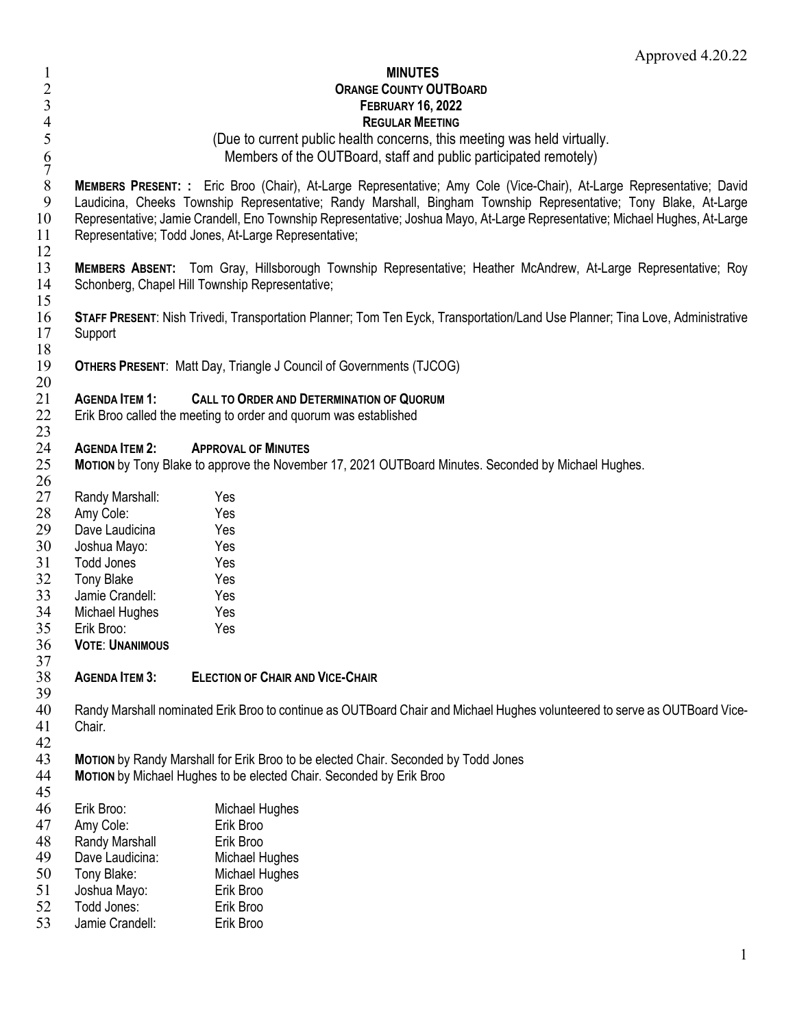Approved 4.20.22

# MINUTES
## ORANGE COUNTY OUTBOARD
### FEBRUARY 16, 2022
### REGULAR MEETING

(Due to current public health concerns, this meeting was held virtually.
Members of the OUTBoard, staff and public participated remotely)

**MEMBERS PRESENT: :** Eric Broo (Chair), At-Large Representative; Amy Cole (Vice-Chair), At-Large Representative; David Laudicina, Cheeks Township Representative; Randy Marshall, Bingham Township Representative; Tony Blake, At-Large Representative; Jamie Crandell, Eno Township Representative; Joshua Mayo, At-Large Representative; Michael Hughes, At-Large Representative; Todd Jones, At-Large Representative;

**MEMBERS ABSENT:** Tom Gray, Hillsborough Township Representative; Heather McAndrew, At-Large Representative; Roy Schonberg, Chapel Hill Township Representative;

**STAFF PRESENT**: Nish Trivedi, Transportation Planner; Tom Ten Eyck, Transportation/Land Use Planner; Tina Love, Administrative Support

**OTHERS PRESENT**: Matt Day, Triangle J Council of Governments (TJCOG)

**AGENDA ITEM 1: CALL TO ORDER AND DETERMINATION OF QUORUM**
Erik Broo called the meeting to order and quorum was established

**AGENDA ITEM 2: APPROVAL OF MINUTES**
**MOTION** by Tony Blake to approve the November 17, 2021 OUTBoard Minutes. Seconded by Michael Hughes.

| | |
|---|---|
| Randy Marshall: | Yes |
| Amy Cole: | Yes |
| Dave Laudicina | Yes |
| Joshua Mayo: | Yes |
| Todd Jones | Yes |
| Tony Blake | Yes |
| Jamie Crandell: | Yes |
| Michael Hughes | Yes |
| Erik Broo: | Yes |

**VOTE**: **UNANIMOUS**

**AGENDA ITEM 3: ELECTION OF CHAIR AND VICE-CHAIR**

Randy Marshall nominated Erik Broo to continue as OUTBoard Chair and Michael Hughes volunteered to serve as OUTBoard Vice-Chair.

**MOTION** by Randy Marshall for Erik Broo to be elected Chair. Seconded by Todd Jones
**MOTION** by Michael Hughes to be elected Chair. Seconded by Erik Broo

| | |
|---|---|
| Erik Broo: | Michael Hughes |
| Amy Cole: | Erik Broo |
| Randy Marshall | Erik Broo |
| Dave Laudicina: | Michael Hughes |
| Tony Blake: | Michael Hughes |
| Joshua Mayo: | Erik Broo |
| Todd Jones: | Erik Broo |
| Jamie Crandell: | Erik Broo |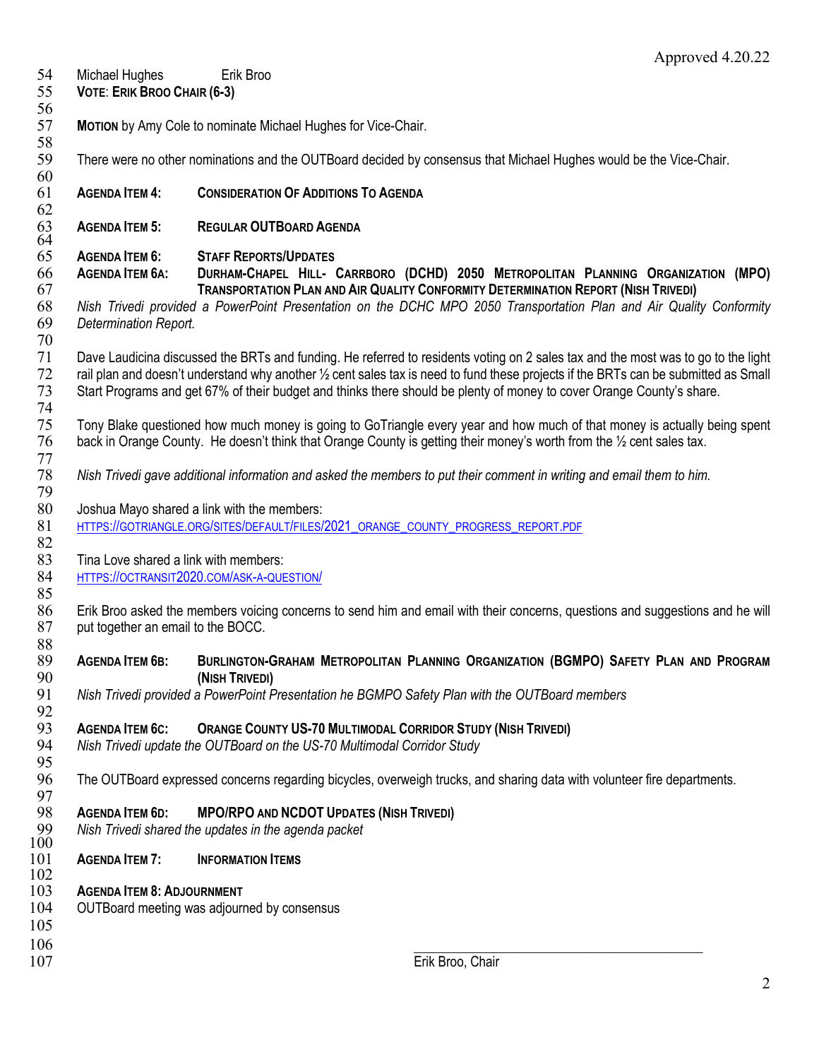Approved 4.20.22

Michael Hughes Erik Broo

**VOTE: ERIK BROO CHAIR (6-3)**

**MOTION** by Amy Cole to nominate Michael Hughes for Vice-Chair.

There were no other nominations and the OUTBoard decided by consensus that Michael Hughes would be the Vice-Chair.

**AGENDA ITEM 4: CONSIDERATION OF ADDITIONS TO AGENDA**

**AGENDA ITEM 5: REGULAR OUTBOARD AGENDA**

**AGENDA ITEM 6: STAFF REPORTS/UPDATES**

**AGENDA ITEM 6A: DURHAM-CHAPEL HILL- CARRBORO (DCHD) 2050 METROPOLITAN PLANNING ORGANIZATION (MPO) TRANSPORTATION PLAN AND AIR QUALITY CONFORMITY DETERMINATION REPORT (NISH TRIVEDI)**

*Nish Trivedi provided a PowerPoint Presentation on the DCHC MPO 2050 Transportation Plan and Air Quality Conformity Determination Report.*

Dave Laudicina discussed the BRTs and funding. He referred to residents voting on 2 sales tax and the most was to go to the light rail plan and doesn't understand why another ½ cent sales tax is need to fund these projects if the BRTs can be submitted as Small Start Programs and get 67% of their budget and thinks there should be plenty of money to cover Orange County's share.

Tony Blake questioned how much money is going to GoTriangle every year and how much of that money is actually being spent back in Orange County. He doesn't think that Orange County is getting their money's worth from the ½ cent sales tax.

*Nish Trivedi gave additional information and asked the members to put their comment in writing and email them to him.*

Joshua Mayo shared a link with the members:
HTTPS://GOTRIANGLE.ORG/SITES/DEFAULT/FILES/2021_ORANGE_COUNTY_PROGRESS_REPORT.PDF

Tina Love shared a link with members:
HTTPS://OCTRANSIT2020.COM/ASK-A-QUESTION/

Erik Broo asked the members voicing concerns to send him and email with their concerns, questions and suggestions and he will put together an email to the BOCC.

**AGENDA ITEM 6B: BURLINGTON-GRAHAM METROPOLITAN PLANNING ORGANIZATION (BGMPO) SAFETY PLAN AND PROGRAM (NISH TRIVEDI)**

*Nish Trivedi provided a PowerPoint Presentation he BGMPO Safety Plan with the OUTBoard members*

**AGENDA ITEM 6C: ORANGE COUNTY US-70 MULTIMODAL CORRIDOR STUDY (NISH TRIVEDI)**

*Nish Trivedi update the OUTBoard on the US-70 Multimodal Corridor Study*

The OUTBoard expressed concerns regarding bicycles, overweigh trucks, and sharing data with volunteer fire departments.

**AGENDA ITEM 6D: MPO/RPO AND NCDOT UPDATES (NISH TRIVEDI)**

*Nish Trivedi shared the updates in the agenda packet*

**AGENDA ITEM 7: INFORMATION ITEMS**

**AGENDA ITEM 8: ADJOURNMENT**

OUTBoard meeting was adjourned by consensus

\_\_\_\_\_\_\_\_\_\_\_\_\_\_\_\_\_\_\_\_\_\_\_\_\_\_\_\_\_\_\_\_\_\_\_\_

Erik Broo, Chair